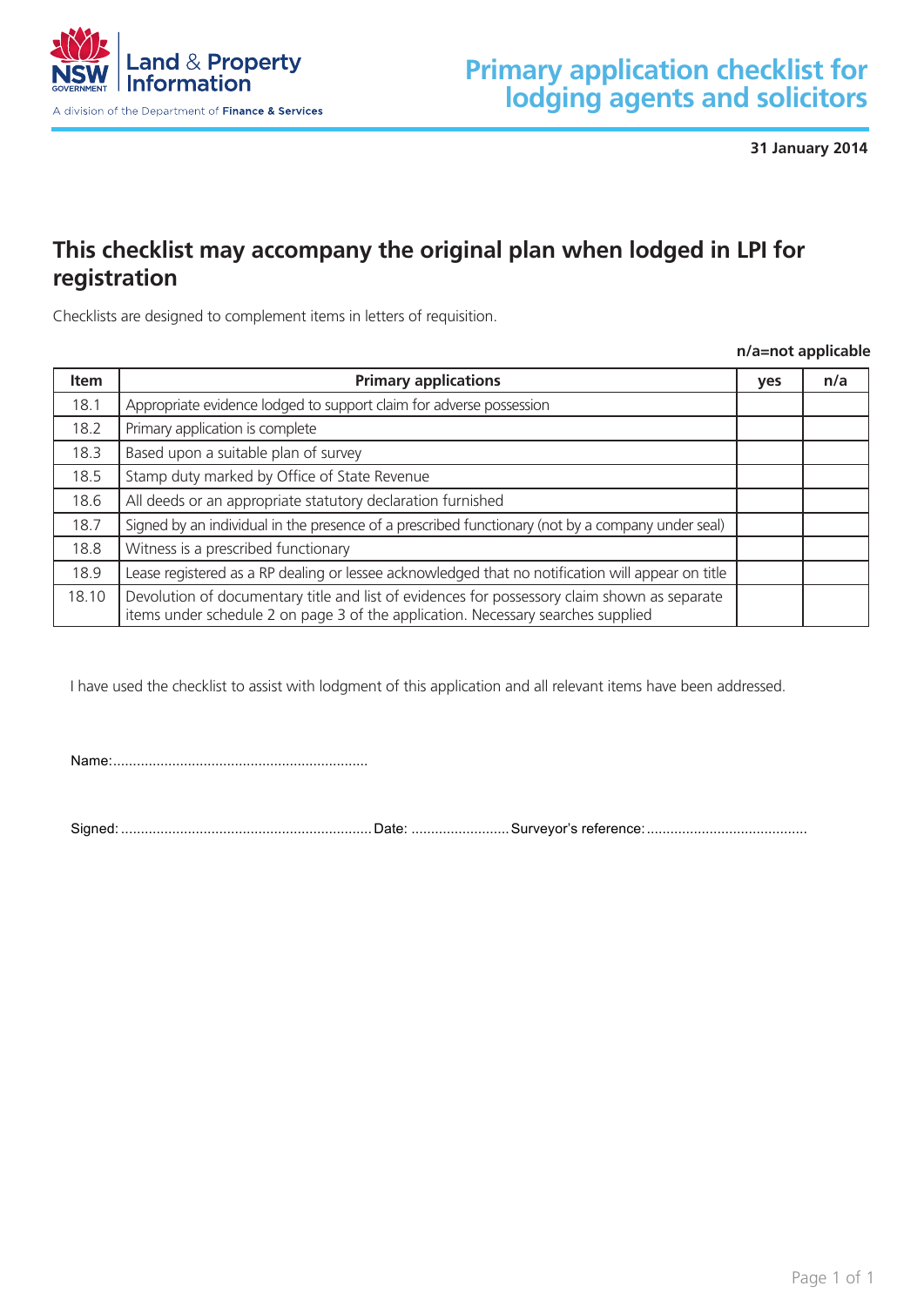Land & Property Information

A division of the Department of **Finance & Services**

# Primary application checklist for lodging agents and solicitors

**31 January 2014**

## This checklist may accompany the original plan when lodged in LPI for registration

Checklists are designed to complement items in letters of requisition.

**n/a=not applicable**

| Item | Primary applications | yes | n/a |
|---|---|---|---|
| 18.1 | Appropriate evidence lodged to support claim for adverse possession | | |
| 18.2 | Primary application is complete | | |
| 18.3 | Based upon a suitable plan of survey | | |
| 18.5 | Stamp duty marked by Office of State Revenue | | |
| 18.6 | All deeds or an appropriate statutory declaration furnished | | |
| 18.7 | Signed by an individual in the presence of a prescribed functionary (not by a company under seal) | | |
| 18.8 | Witness is a prescribed functionary | | |
| 18.9 | Lease registered as a RP dealing or lessee acknowledged that no notification will appear on title | | |
| 18.10 | Devolution of documentary title and list of evidences for possessory claim shown as separate items under schedule 2 on page 3 of the application. Necessary searches supplied | | |

I have used the checklist to assist with lodgment of this application and all relevant items have been addressed.

Name:.................................................................

Signed: ............................................................... Date: ......................... Surveyor's reference: .........................................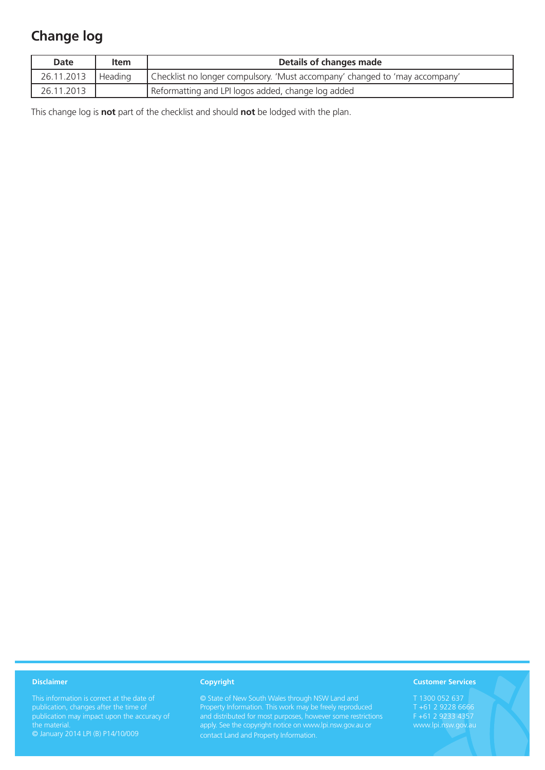## Change log

| Date | Item | Details of changes made |
|---|---|---|
| 26.11.2013 | Heading | Checklist no longer compulsory. 'Must accompany' changed to 'may accompany' |
| 26.11.2013 | | Reformatting and LPI logos added, change log added |

This change log is **not** part of the checklist and should **not** be lodged with the plan.

**Disclaimer**

This information is correct at the date of publication, changes after the time of publication may impact upon the accuracy of the material.
© January 2014 LPI (B) P14/10/009

**Copyright**

© State of New South Wales through NSW Land and Property Information. This work may be freely reproduced and distributed for most purposes, however some restrictions apply. See the copyright notice on www.lpi.nsw.gov.au or contact Land and Property Information.

**Customer Services**

T 1300 052 637
T +61 2 9228 6666
F +61 2 9233 4357
www.lpi.nsw.gov.au